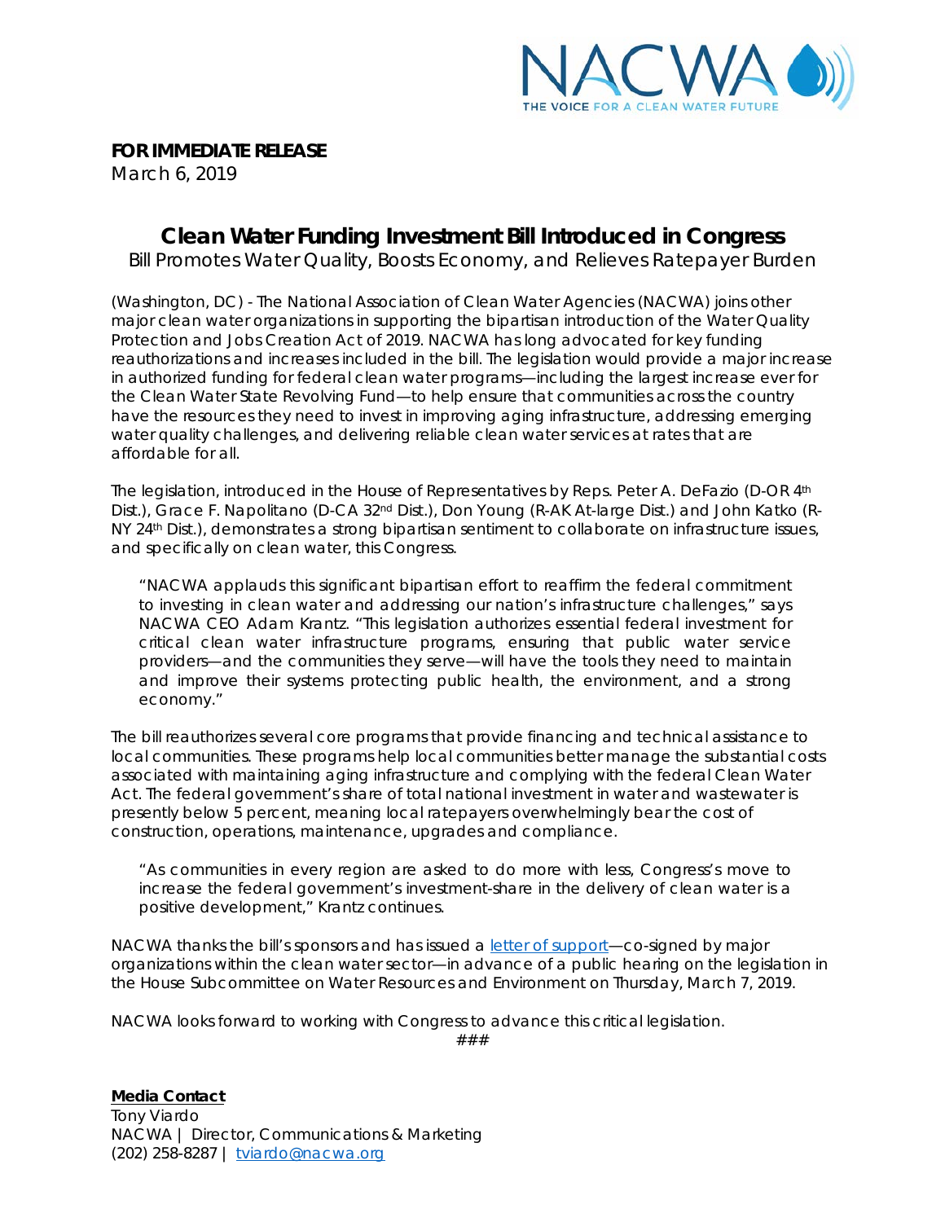**FOR IMMEDIATE RELEASE**
March 6, 2019

# Clean Water Funding Investment Bill Introduced in Congress

Bill Promotes Water Quality, Boosts Economy, and Relieves Ratepayer Burden

(Washington, DC) - The National Association of Clean Water Agencies (NACWA) joins other major clean water organizations in supporting the bipartisan introduction of the Water Quality Protection and Jobs Creation Act of 2019. NACWA has long advocated for key funding reauthorizations and increases included in the bill. The legislation would provide a major increase in authorized funding for federal clean water programs—including the largest increase ever for the Clean Water State Revolving Fund—to help ensure that communities across the country have the resources they need to invest in improving aging infrastructure, addressing emerging water quality challenges, and delivering reliable clean water services at rates that are affordable for all.

The legislation, introduced in the House of Representatives by Reps. Peter A. DeFazio (D-OR 4th Dist.), Grace F. Napolitano (D-CA 32nd Dist.), Don Young (R-AK At-large Dist.) and John Katko (R-NY 24th Dist.), demonstrates a strong bipartisan sentiment to collaborate on infrastructure issues, and specifically on clean water, this Congress.

> "NACWA applauds this significant bipartisan effort to reaffirm the federal commitment to investing in clean water and addressing our nation's infrastructure challenges," says NACWA CEO Adam Krantz. "This legislation authorizes essential federal investment for critical clean water infrastructure programs, ensuring that public water service providers—and the communities they serve—will have the tools they need to maintain and improve their systems protecting public health, the environment, and a strong economy."

The bill reauthorizes several core programs that provide financing and technical assistance to local communities. These programs help local communities better manage the substantial costs associated with maintaining aging infrastructure and complying with the federal Clean Water Act. The federal government's share of total national investment in water and wastewater is presently below 5 percent, meaning local ratepayers overwhelmingly bear the cost of construction, operations, maintenance, upgrades and compliance.

> "As communities in every region are asked to do more with less, Congress's move to increase the federal government's investment-share in the delivery of clean water is a positive development," Krantz continues.

NACWA thanks the bill's sponsors and has issued a letter of support—co-signed by major organizations within the clean water sector—in advance of a public hearing on the legislation in the House Subcommittee on Water Resources and Environment on Thursday, March 7, 2019.

NACWA looks forward to working with Congress to advance this critical legislation.

###

**Media Contact**
Tony Viardo
NACWA | Director, Communications & Marketing
(202) 258-8287 | tviardo@nacwa.org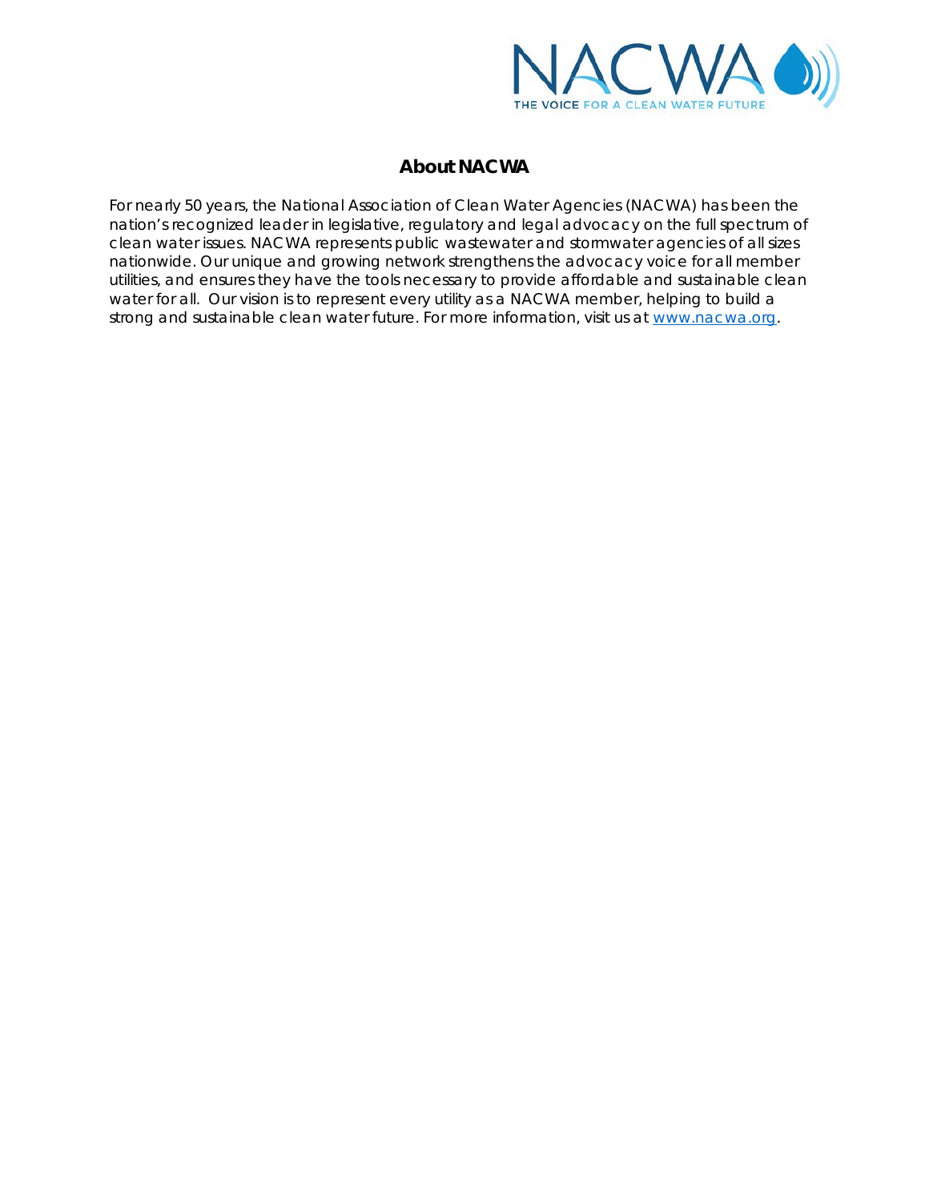## About NACWA

For nearly 50 years, the National Association of Clean Water Agencies (NACWA) has been the nation's recognized leader in legislative, regulatory and legal advocacy on the full spectrum of clean water issues. NACWA represents public wastewater and stormwater agencies of all sizes nationwide. Our unique and growing network strengthens the advocacy voice for all member utilities, and ensures they have the tools necessary to provide affordable and sustainable clean water for all. Our vision is to represent every utility as a NACWA member, helping to build a strong and sustainable clean water future. For more information, visit us at [www.nacwa.org](http://www.nacwa.org).